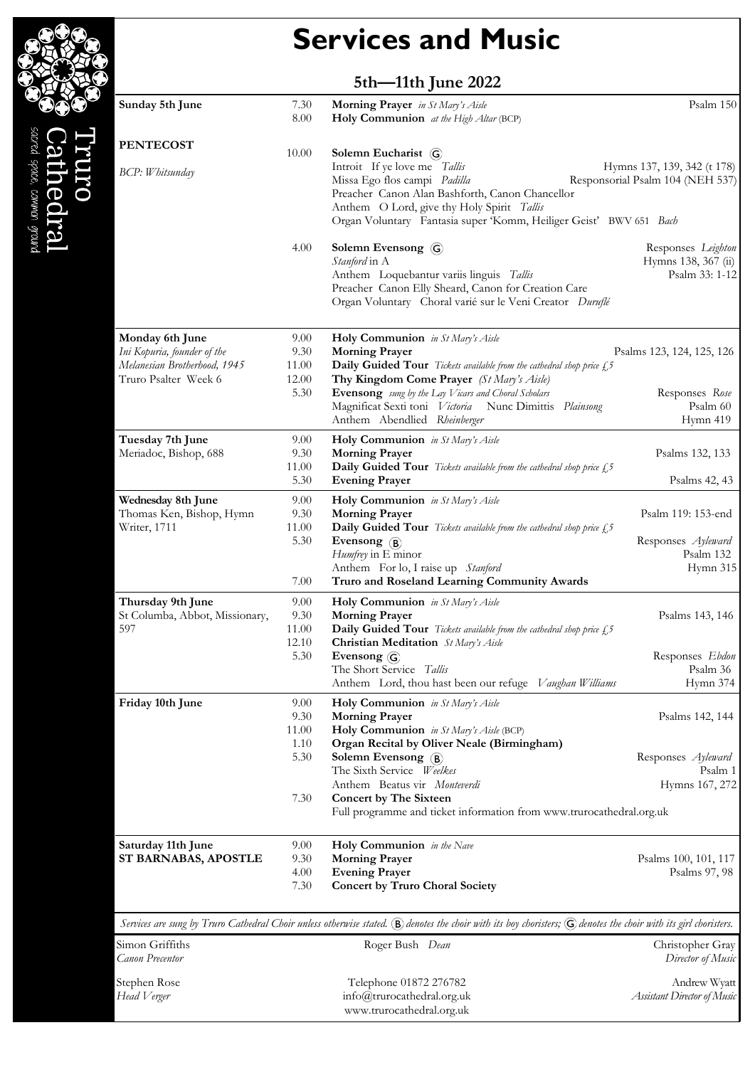# Services and Music

## 5th—11th June 2022

Truro Cathedral — *sacred space, common ground*

| Day | Time | Service | Music |
|---|---|---|---|
| **Sunday 5th June** | 7.30 | **Morning Prayer** *in St Mary's Aisle* | Psalm 150 |
| | 8.00 | **Holy Communion** *at the High Altar* (BCP) | |
| **PENTECOST** | 10.00 | **Solemn Eucharist** (G) | |
| *BCP: Whitsunday* | | Introit If ye love me *Tallis* | Hymns 137, 139, 342 (t 178) |
| | | Missa Ego flos campi *Padilla* | Responsorial Psalm 104 (NEH 537) |
| | | Preacher Canon Alan Bashforth, Canon Chancellor | |
| | | Anthem O Lord, give thy Holy Spirit *Tallis* | |
| | | Organ Voluntary Fantasia super 'Komm, Heiliger Geist' BWV 651 *Bach* | |
| | 4.00 | **Solemn Evensong** (G) | Responses *Leighton* |
| | | *Stanford* in A | Hymns 138, 367 (ii) |
| | | Anthem Loquebantur variis linguis *Tallis* | Psalm 33: 1-12 |
| | | Preacher Canon Elly Sheard, Canon for Creation Care | |
| | | Organ Voluntary Choral varié sur le Veni Creator *Duruflé* | |
| **Monday 6th June** | 9.00 | **Holy Communion** *in St Mary's Aisle* | |
| *Ini Kopuria, founder of the* | 9.30 | **Morning Prayer** | Psalms 123, 124, 125, 126 |
| *Melanesian Brotherhood, 1945* | 11.00 | **Daily Guided Tour** *Tickets available from the cathedral shop price £5* | |
| Truro Psalter Week 6 | 12.00 | **Thy Kingdom Come Prayer** *(St Mary's Aisle)* | |
| | 5.30 | **Evensong** *sung by the Lay Vicars and Choral Scholars* | Responses *Rose* |
| | | Magnificat Sexti toni *Victoria* Nunc Dimittis *Plainsong* | Psalm 60 |
| | | Anthem Abendlied *Rheinberger* | Hymn 419 |
| **Tuesday 7th June** | 9.00 | **Holy Communion** *in St Mary's Aisle* | |
| Meriadoc, Bishop, 688 | 9.30 | **Morning Prayer** | Psalms 132, 133 |
| | 11.00 | **Daily Guided Tour** *Tickets available from the cathedral shop price £5* | |
| | 5.30 | **Evening Prayer** | Psalms 42, 43 |
| **Wednesday 8th June** | 9.00 | **Holy Communion** *in St Mary's Aisle* | |
| Thomas Ken, Bishop, Hymn | 9.30 | **Morning Prayer** | Psalm 119: 153-end |
| Writer, 1711 | 11.00 | **Daily Guided Tour** *Tickets available from the cathedral shop price £5* | |
| | 5.30 | **Evensong** (B) | Responses *Ayleward* |
| | | *Humfrey* in E minor | Psalm 132 |
| | | Anthem For lo, I raise up *Stanford* | Hymn 315 |
| | 7.00 | **Truro and Roseland Learning Community Awards** | |
| **Thursday 9th June** | 9.00 | **Holy Communion** *in St Mary's Aisle* | |
| St Columba, Abbot, Missionary, | 9.30 | **Morning Prayer** | Psalms 143, 146 |
| 597 | 11.00 | **Daily Guided Tour** *Tickets available from the cathedral shop price £5* | |
| | 12.10 | **Christian Meditation** *St Mary's Aisle* | |
| | 5.30 | **Evensong** (G) | Responses *Ebdon* |
| | | The Short Service *Tallis* | Psalm 36 |
| | | Anthem Lord, thou hast been our refuge *Vaughan Williams* | Hymn 374 |
| **Friday 10th June** | 9.00 | **Holy Communion** *in St Mary's Aisle* | |
| | 9.30 | **Morning Prayer** | Psalms 142, 144 |
| | 11.00 | **Holy Communion** *in St Mary's Aisle* (BCP) | |
| | 1.10 | **Organ Recital by Oliver Neale (Birmingham)** | |
| | 5.30 | **Solemn Evensong** (B) | Responses *Ayleward* |
| | | The Sixth Service *Weelkes* | Psalm 1 |
| | | Anthem Beatus vir *Monteverdi* | Hymns 167, 272 |
| | 7.30 | **Concert by The Sixteen** | |
| | | Full programme and ticket information from www.trurocathedral.org.uk | |
| **Saturday 11th June** | 9.00 | **Holy Communion** *in the Nave* | |
| **ST BARNABAS, APOSTLE** | 9.30 | **Morning Prayer** | Psalms 100, 101, 117 |
| | 4.00 | **Evening Prayer** | Psalms 97, 98 |
| | 7.30 | **Concert by Truro Choral Society** | |

*Services are sung by Truro Cathedral Choir unless otherwise stated. (B) denotes the choir with its boy choristers; (G) denotes the choir with its girl choristers.*

Simon Griffiths — *Canon Precentor*

Roger Bush *Dean*

Christopher Gray — *Director of Music*

Stephen Rose — *Head Verger*

Telephone 01872 276782
info@trurocathedral.org.uk
www.trurocathedral.org.uk

Andrew Wyatt — *Assistant Director of Music*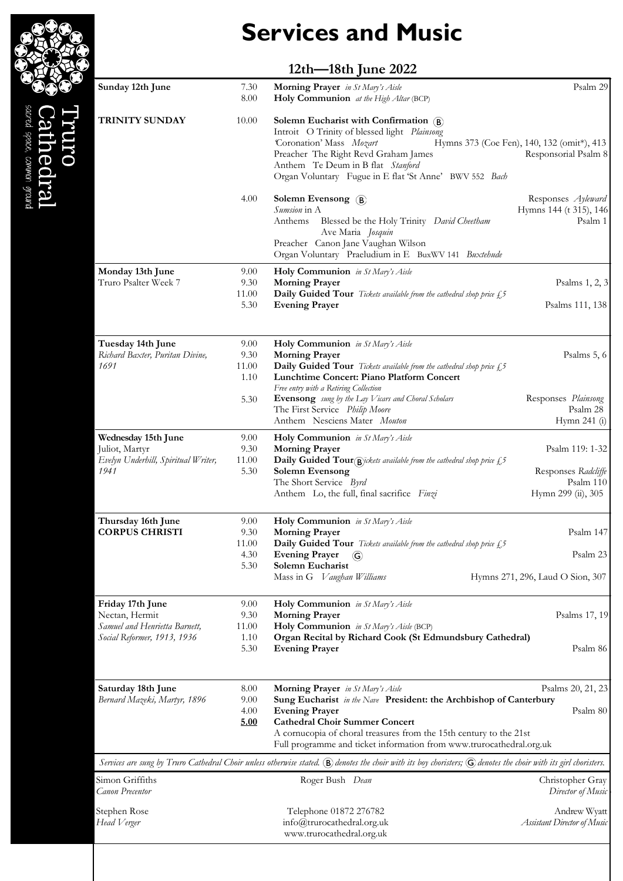Truro Cathedral
*sacred space, common ground*

# Services and Music

## 12th—18th June 2022

| Day | Time | Service | Music |
|---|---|---|---|
| **Sunday 12th June** | 7.30 | **Morning Prayer** *in St Mary's Aisle* | Psalm 29 |
| | 8.00 | **Holy Communion** *at the High Altar* (BCP) | |
| **TRINITY SUNDAY** | 10.00 | **Solemn Eucharist with Confirmation** (B)<br>Introit O Trinity of blessed light *Plainsong*<br>'Coronation' Mass *Mozart*<br>Preacher The Right Revd Graham James<br>Anthem Te Deum in B flat *Stanford*<br>Organ Voluntary Fugue in E flat 'St Anne' BWV 552 *Bach* | Hymns 373 (Coe Fen), 140, 132 (omit*), 413<br>Responsorial Psalm 8 |
| | 4.00 | **Solemn Evensong** (B)<br>*Sumsion* in A<br>Anthems Blessed be the Holy Trinity *David Cheetham*<br>Ave Maria *Josquin*<br>Preacher Canon Jane Vaughan Wilson<br>Organ Voluntary Praeludium in E BuxWV 141 *Buxtehude* | Responses *Ayleward*<br>Hymns 144 (t 315), 146<br>Psalm 1 |
| **Monday 13th June**<br>Truro Psalter Week 7 | 9.00 | **Holy Communion** *in St Mary's Aisle* | |
| | 9.30 | **Morning Prayer** | Psalms 1, 2, 3 |
| | 11.00 | **Daily Guided Tour** *Tickets available from the cathedral shop price £5* | |
| | 5.30 | **Evening Prayer** | Psalms 111, 138 |
| **Tuesday 14th June**<br>*Richard Baxter, Puritan Divine, 1691* | 9.00 | **Holy Communion** *in St Mary's Aisle* | |
| | 9.30 | **Morning Prayer** | Psalms 5, 6 |
| | 11.00 | **Daily Guided Tour** *Tickets available from the cathedral shop price £5* | |
| | 1.10 | **Lunchtime Concert: Piano Platform Concert**<br>*Free entry with a Retiring Collection* | |
| | 5.30 | **Evensong** *sung by the Lay Vicars and Choral Scholars*<br>The First Service *Philip Moore*<br>Anthem Nesciens Mater *Mouton* | Responses *Plainsong*<br>Psalm 28<br>Hymn 241 (i) |
| **Wednesday 15th June**<br>Juliot, Martyr<br>*Evelyn Underhill, Spiritual Writer, 1941* | 9.00 | **Holy Communion** *in St Mary's Aisle* | |
| | 9.30 | **Morning Prayer** | Psalm 119: 1-32 |
| | 11.00 | **Daily Guided Tour** *Tickets available from the cathedral shop price £5* | |
| | 5.30 | **Solemn Evensong** (B)<br>The Short Service *Byrd*<br>Anthem Lo, the full, final sacrifice *Finzi* | Responses *Radcliffe*<br>Psalm 110<br>Hymn 299 (ii), 305 |
| **Thursday 16th June**<br>**CORPUS CHRISTI** | 9.00 | **Holy Communion** *in St Mary's Aisle* | |
| | 9.30 | **Morning Prayer** | Psalm 147 |
| | 11.00 | **Daily Guided Tour** *Tickets available from the cathedral shop price £5* | |
| | 4.30 | **Evening Prayer** (G) | Psalm 23 |
| | 5.30 | **Solemn Eucharist**<br>Mass in G *Vaughan Williams* | Hymns 271, 296, Laud O Sion, 307 |
| **Friday 17th June**<br>Nectan, Hermit<br>*Samuel and Henrietta Barnett, Social Reformer, 1913, 1936* | 9.00 | **Holy Communion** *in St Mary's Aisle* | |
| | 9.30 | **Morning Prayer** | Psalms 17, 19 |
| | 11.00 | **Holy Communion** *in St Mary's Aisle* (BCP) | |
| | 1.10 | **Organ Recital by Richard Cook (St Edmundsbury Cathedral)** | |
| | 5.30 | **Evening Prayer** | Psalm 86 |
| **Saturday 18th June**<br>*Bernard Mazeki, Martyr, 1896* | 8.00 | **Morning Prayer** *in St Mary's Aisle* | Psalms 20, 21, 23 |
| | 9.00 | **Sung Eucharist** *in the Nave* **President: the Archbishop of Canterbury** | |
| | 4.00 | **Evening Prayer** | Psalm 80 |
| | **5.00** | **Cathedral Choir Summer Concert**<br>A cornucopia of choral treasures from the 15th century to the 21st<br>Full programme and ticket information from www.trurocathedral.org.uk | |

*Services are sung by Truro Cathedral Choir unless otherwise stated. (B) denotes the choir with its boy choristers; (G) denotes the choir with its girl choristers.*

Simon Griffiths
*Canon Precentor*

Roger Bush *Dean*

Christopher Gray
*Director of Music*

Stephen Rose
*Head Verger*

Telephone 01872 276782
info@trurocathedral.org.uk
www.trurocathedral.org.uk

Andrew Wyatt
*Assistant Director of Music*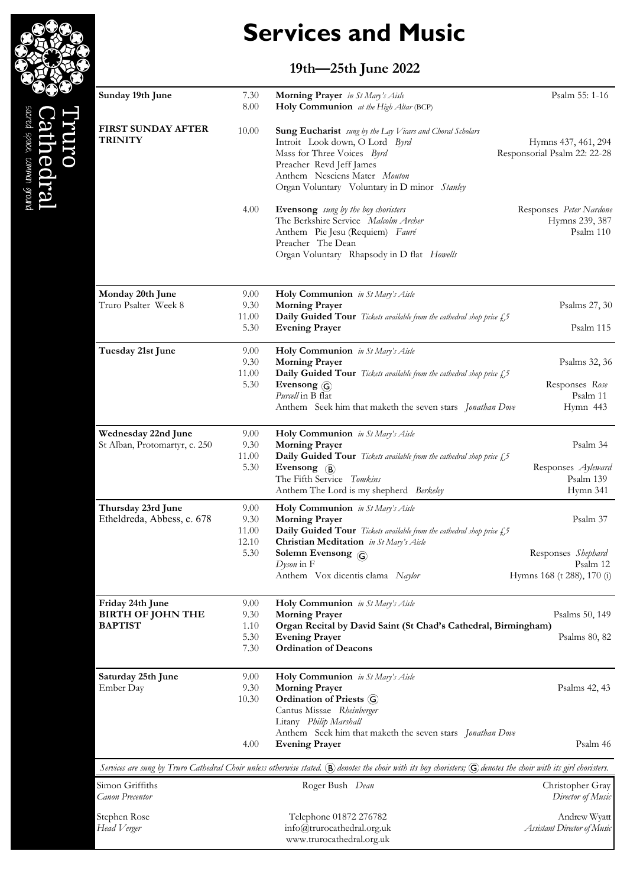# Services and Music

## 19th—25th June 2022

Truro Cathedral
*sacred space, common ground*

| | | | |
|---|---|---|---|
| **Sunday 19th June** | 7.30 | **Morning Prayer** *in St Mary's Aisle* | Psalm 55: 1-16 |
| | 8.00 | **Holy Communion** *at the High Altar* (BCP) | |
| **FIRST SUNDAY AFTER TRINITY** | 10.00 | **Sung Eucharist** *sung by the Lay Vicars and Choral Scholars*<br>Introit Look down, O Lord *Byrd*<br>Mass for Three Voices *Byrd*<br>Preacher Revd Jeff James<br>Anthem Nesciens Mater *Mouton*<br>Organ Voluntary Voluntary in D minor *Stanley* | Hymns 437, 461, 294<br>Responsorial Psalm 22: 22-28 |
| | 4.00 | **Evensong** *sung by the boy choristers*<br>The Berkshire Service *Malcolm Archer*<br>Anthem Pie Jesu (Requiem) *Fauré*<br>Preacher The Dean<br>Organ Voluntary Rhapsody in D flat *Howells* | Responses *Peter Nardone*<br>Hymns 239, 387<br>Psalm 110 |
| **Monday 20th June**<br>Truro Psalter Week 8 | 9.00 | **Holy Communion** *in St Mary's Aisle* | |
| | 9.30 | **Morning Prayer** | Psalms 27, 30 |
| | 11.00 | **Daily Guided Tour** *Tickets available from the cathedral shop price £5* | |
| | 5.30 | **Evening Prayer** | Psalm 115 |
| **Tuesday 21st June** | 9.00 | **Holy Communion** *in St Mary's Aisle* | |
| | 9.30 | **Morning Prayer** | Psalms 32, 36 |
| | 11.00 | **Daily Guided Tour** *Tickets available from the cathedral shop price £5* | |
| | 5.30 | **Evensong** (G)<br>*Purcell* in B flat<br>Anthem Seek him that maketh the seven stars *Jonathan Dove* | Responses *Rose*<br>Psalm 11<br>Hymn 443 |
| **Wednesday 22nd June**<br>St Alban, Protomartyr, c. 250 | 9.00 | **Holy Communion** *in St Mary's Aisle* | |
| | 9.30 | **Morning Prayer** | Psalm 34 |
| | 11.00 | **Daily Guided Tour** *Tickets available from the cathedral shop price £5* | |
| | 5.30 | **Evensong** (B)<br>The Fifth Service *Tomkins*<br>Anthem The Lord is my shepherd *Berkeley* | Responses *Ayleward*<br>Psalm 139<br>Hymn 341 |
| **Thursday 23rd June**<br>Etheldreda, Abbess, c. 678 | 9.00 | **Holy Communion** *in St Mary's Aisle* | |
| | 9.30 | **Morning Prayer** | Psalm 37 |
| | 11.00 | **Daily Guided Tour** *Tickets available from the cathedral shop price £5* | |
| | 12.10 | **Christian Meditation** *in St Mary's Aisle* | |
| | 5.30 | **Solemn Evensong** (G)<br>*Dyson* in F<br>Anthem Vox dicentis clama *Naylor* | Responses *Shephard*<br>Psalm 12<br>Hymns 168 (t 288), 170 (i) |
| **Friday 24th June**<br>**BIRTH OF JOHN THE BAPTIST** | 9.00 | **Holy Communion** *in St Mary's Aisle* | |
| | 9.30 | **Morning Prayer** | Psalms 50, 149 |
| | 1.10 | **Organ Recital by David Saint (St Chad's Cathedral, Birmingham)** | |
| | 5.30 | **Evening Prayer** | Psalms 80, 82 |
| | 7.30 | **Ordination of Deacons** | |
| **Saturday 25th June**<br>Ember Day | 9.00 | **Holy Communion** *in St Mary's Aisle* | |
| | 9.30 | **Morning Prayer** | Psalms 42, 43 |
| | 10.30 | **Ordination of Priests** (G)<br>Cantus Missae *Rheinberger*<br>Litany *Philip Marshall*<br>Anthem Seek him that maketh the seven stars *Jonathan Dove* | |
| | 4.00 | **Evening Prayer** | Psalm 46 |

*Services are sung by Truro Cathedral Choir unless otherwise stated. (B) denotes the choir with its boy choristers; (G) denotes the choir with its girl choristers.*

Simon Griffiths
*Canon Precentor*

Roger Bush *Dean*

Christopher Gray
*Director of Music*

Stephen Rose
*Head Verger*

Telephone 01872 276782
info@trurocathedral.org.uk
www.trurocathedral.org.uk

Andrew Wyatt
*Assistant Director of Music*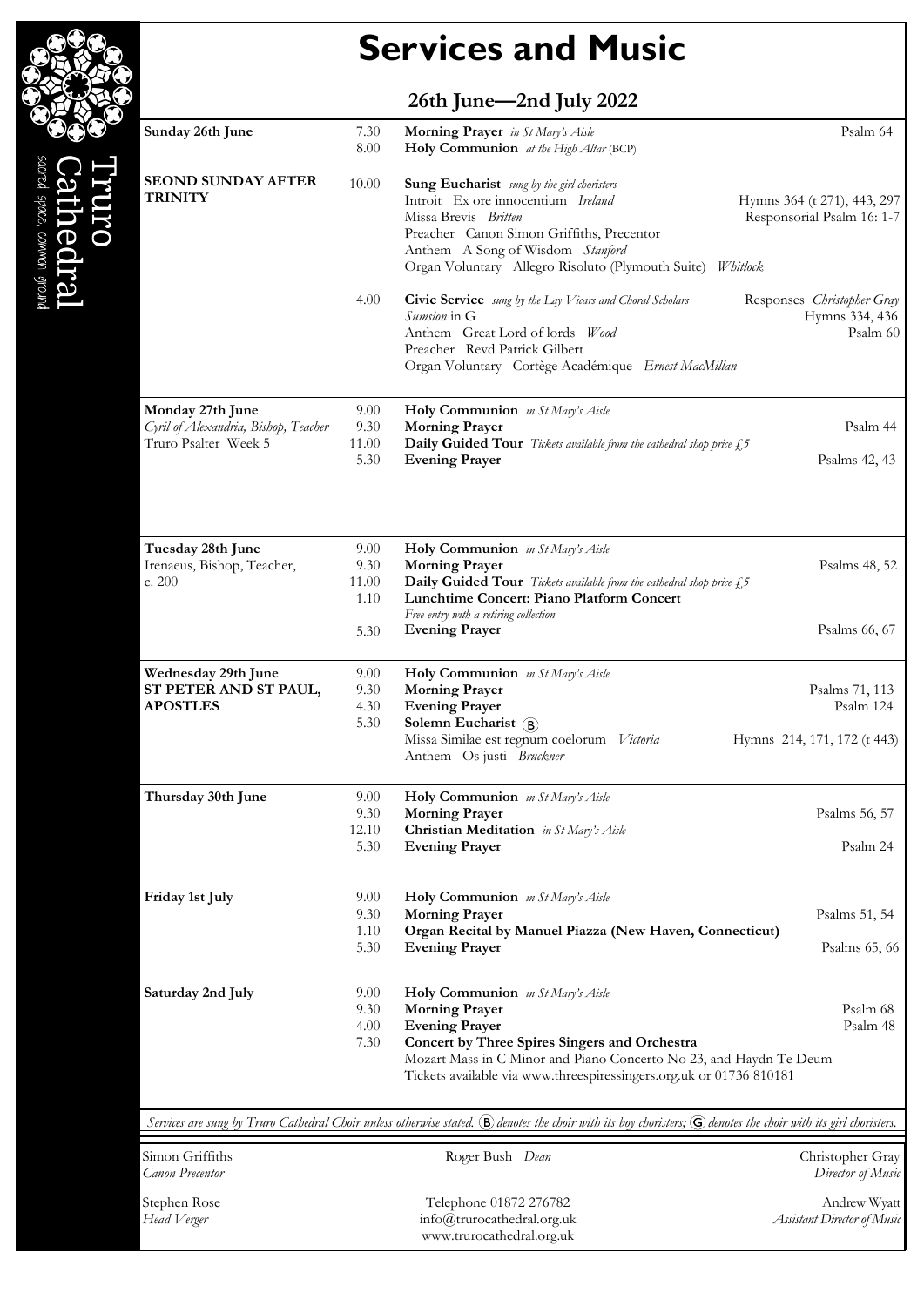# Services and Music

## 26th June—2nd July 2022

Truro Cathedral
*sacred space, common ground*

| | | | |
|---|---|---|---|
| **Sunday 26th June** | 7.30 | **Morning Prayer** *in St Mary's Aisle* | Psalm 64 |
| | 8.00 | **Holy Communion** *at the High Altar* (BCP) | |
| **SEOND SUNDAY AFTER TRINITY** | 10.00 | **Sung Eucharist** *sung by the girl choristers*<br>Introit Ex ore innocentium *Ireland*<br>Missa Brevis *Britten*<br>Preacher Canon Simon Griffiths, Precentor<br>Anthem A Song of Wisdom *Stanford*<br>Organ Voluntary Allegro Risoluto (Plymouth Suite) *Whitlock* | Hymns 364 (t 271), 443, 297<br>Responsorial Psalm 16: 1-7 |
| | 4.00 | **Civic Service** *sung by the Lay Vicars and Choral Scholars*<br>*Sumsion* in G<br>Anthem Great Lord of lords *Wood*<br>Preacher Revd Patrick Gilbert<br>Organ Voluntary Cortège Académique *Ernest MacMillan* | Responses *Christopher Gray*<br>Hymns 334, 436<br>Psalm 60 |
| **Monday 27th June**<br>*Cyril of Alexandria, Bishop, Teacher*<br>Truro Psalter Week 5 | 9.00 | **Holy Communion** *in St Mary's Aisle* | |
| | 9.30 | **Morning Prayer** | Psalm 44 |
| | 11.00 | **Daily Guided Tour** *Tickets available from the cathedral shop price £5* | |
| | 5.30 | **Evening Prayer** | Psalms 42, 43 |
| **Tuesday 28th June**<br>Irenaeus, Bishop, Teacher, c. 200 | 9.00 | **Holy Communion** *in St Mary's Aisle* | |
| | 9.30 | **Morning Prayer** | Psalms 48, 52 |
| | 11.00 | **Daily Guided Tour** *Tickets available from the cathedral shop price £5* | |
| | 1.10 | **Lunchtime Concert: Piano Platform Concert**<br>*Free entry with a retiring collection* | |
| | 5.30 | **Evening Prayer** | Psalms 66, 67 |
| **Wednesday 29th June**<br>**ST PETER AND ST PAUL, APOSTLES** | 9.00 | **Holy Communion** *in St Mary's Aisle* | |
| | 9.30 | **Morning Prayer** | Psalms 71, 113 |
| | 4.30 | **Evening Prayer** | Psalm 124 |
| | 5.30 | **Solemn Eucharist** (B)<br>Missa Similae est regnum coelorum *Victoria*<br>Anthem Os justi *Bruckner* | Hymns 214, 171, 172 (t 443) |
| **Thursday 30th June** | 9.00 | **Holy Communion** *in St Mary's Aisle* | |
| | 9.30 | **Morning Prayer** | Psalms 56, 57 |
| | 12.10 | **Christian Meditation** *in St Mary's Aisle* | |
| | 5.30 | **Evening Prayer** | Psalm 24 |
| **Friday 1st July** | 9.00 | **Holy Communion** *in St Mary's Aisle* | |
| | 9.30 | **Morning Prayer** | Psalms 51, 54 |
| | 1.10 | **Organ Recital by Manuel Piazza (New Haven, Connecticut)** | |
| | 5.30 | **Evening Prayer** | Psalms 65, 66 |
| **Saturday 2nd July** | 9.00 | **Holy Communion** *in St Mary's Aisle* | |
| | 9.30 | **Morning Prayer** | Psalm 68 |
| | 4.00 | **Evening Prayer** | Psalm 48 |
| | 7.30 | **Concert by Three Spires Singers and Orchestra**<br>Mozart Mass in C Minor and Piano Concerto No 23, and Haydn Te Deum<br>Tickets available via www.threespiressingers.org.uk or 01736 810181 | |

*Services are sung by Truro Cathedral Choir unless otherwise stated. (B) denotes the choir with its boy choristers; (G) denotes the choir with its girl choristers.*

Simon Griffiths
*Canon Precentor*

Roger Bush *Dean*

Christopher Gray
*Director of Music*

Stephen Rose
*Head Verger*

Telephone 01872 276782
info@trurocathedral.org.uk
www.trurocathedral.org.uk

Andrew Wyatt
*Assistant Director of Music*